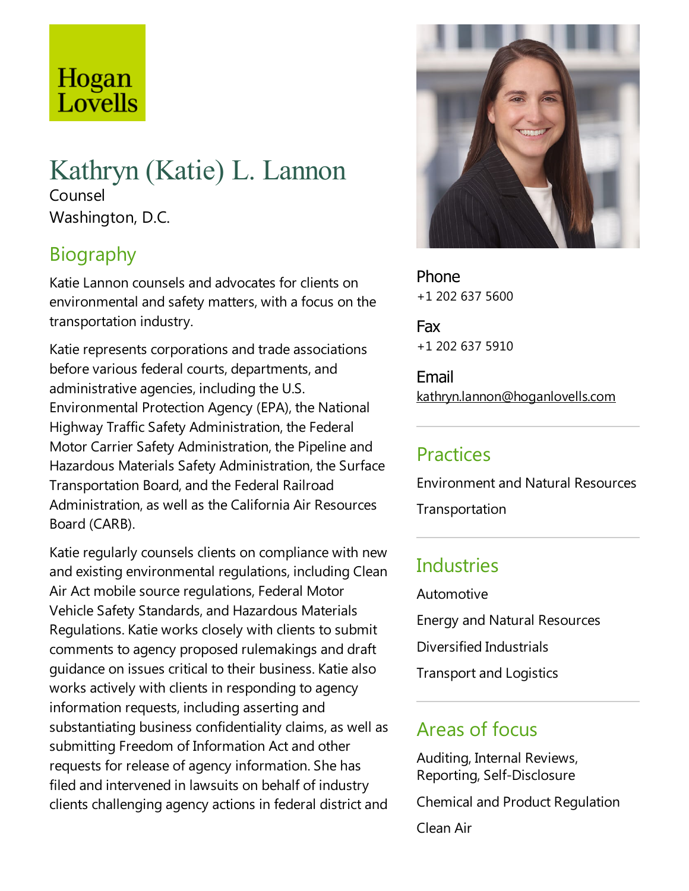Hogan Lovells

# Kathryn (Katie) L. Lannon

Counsel
Washington, D.C.

## Biography

Katie Lannon counsels and advocates for clients on environmental and safety matters, with a focus on the transportation industry.

Katie represents corporations and trade associations before various federal courts, departments, and administrative agencies, including the U.S. Environmental Protection Agency (EPA), the National Highway Traffic Safety Administration, the Federal Motor Carrier Safety Administration, the Pipeline and Hazardous Materials Safety Administration, the Surface Transportation Board, and the Federal Railroad Administration, as well as the California Air Resources Board (CARB).

Katie regularly counsels clients on compliance with new and existing environmental regulations, including Clean Air Act mobile source regulations, Federal Motor Vehicle Safety Standards, and Hazardous Materials Regulations. Katie works closely with clients to submit comments to agency proposed rulemakings and draft guidance on issues critical to their business. Katie also works actively with clients in responding to agency information requests, including asserting and substantiating business confidentiality claims, as well as submitting Freedom of Information Act and other requests for release of agency information. She has filed and intervened in lawsuits on behalf of industry clients challenging agency actions in federal district and

**Phone**
+1 202 637 5600

**Fax**
+1 202 637 5910

**Email**
kathryn.lannon@hoganlovells.com

## Practices

Environment and Natural Resources

Transportation

## Industries

Automotive

Energy and Natural Resources

Diversified Industrials

Transport and Logistics

## Areas of focus

Auditing, Internal Reviews, Reporting, Self-Disclosure

Chemical and Product Regulation

Clean Air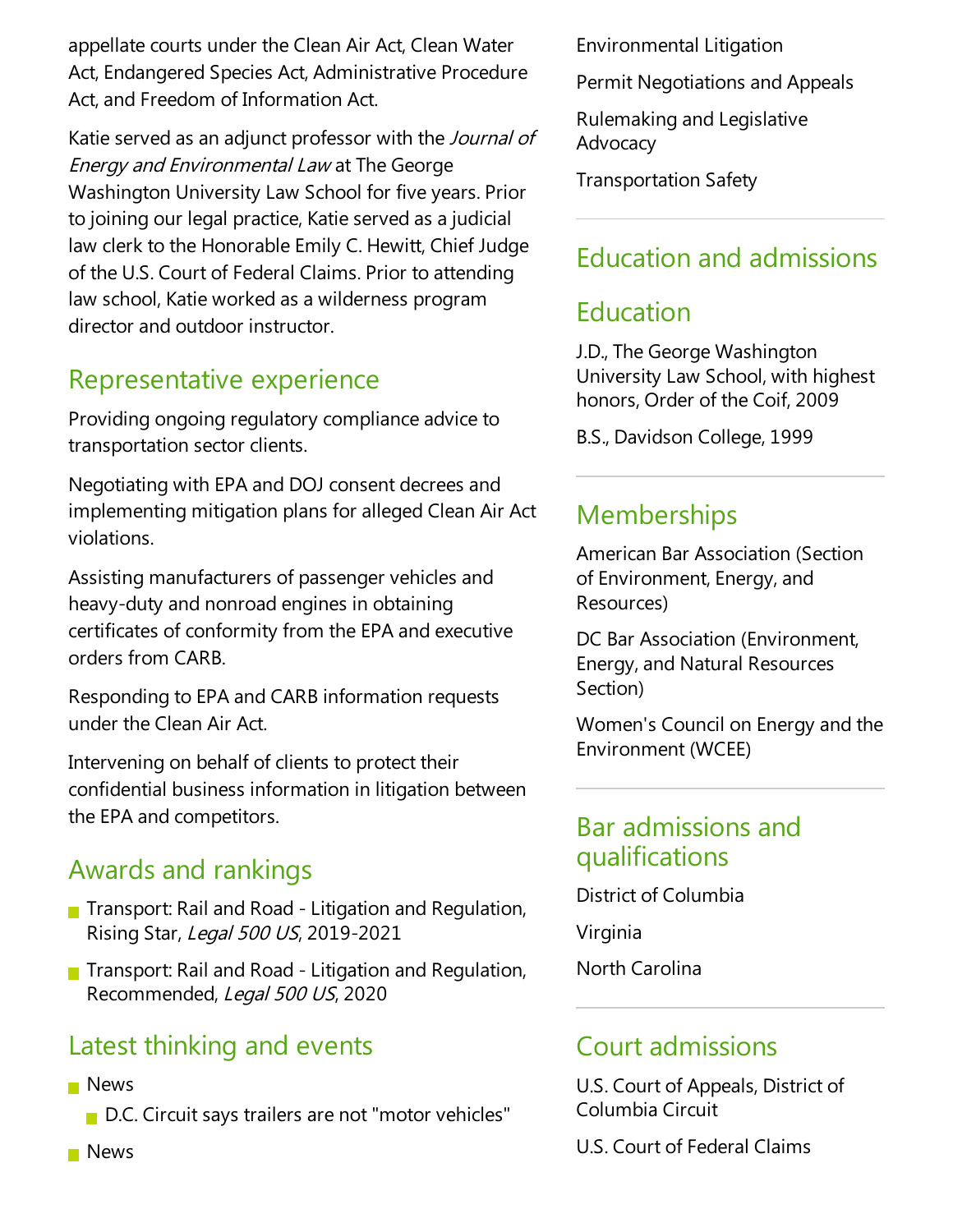appellate courts under the Clean Air Act, Clean Water Act, Endangered Species Act, Administrative Procedure Act, and Freedom of Information Act.

Katie served as an adjunct professor with the *Journal of Energy and Environmental Law* at The George Washington University Law School for five years. Prior to joining our legal practice, Katie served as a judicial law clerk to the Honorable Emily C. Hewitt, Chief Judge of the U.S. Court of Federal Claims. Prior to attending law school, Katie worked as a wilderness program director and outdoor instructor.

## Representative experience

Providing ongoing regulatory compliance advice to transportation sector clients.

Negotiating with EPA and DOJ consent decrees and implementing mitigation plans for alleged Clean Air Act violations.

Assisting manufacturers of passenger vehicles and heavy-duty and nonroad engines in obtaining certificates of conformity from the EPA and executive orders from CARB.

Responding to EPA and CARB information requests under the Clean Air Act.

Intervening on behalf of clients to protect their confidential business information in litigation between the EPA and competitors.

## Awards and rankings

- Transport: Rail and Road - Litigation and Regulation, Rising Star, *Legal 500 US*, 2019-2021
- Transport: Rail and Road - Litigation and Regulation, Recommended, *Legal 500 US*, 2020

## Latest thinking and events

- News
  - D.C. Circuit says trailers are not "motor vehicles"
- News

Environmental Litigation

Permit Negotiations and Appeals

Rulemaking and Legislative Advocacy

Transportation Safety

## Education and admissions

## Education

J.D., The George Washington University Law School, with highest honors, Order of the Coif, 2009

B.S., Davidson College, 1999

## Memberships

American Bar Association (Section of Environment, Energy, and Resources)

DC Bar Association (Environment, Energy, and Natural Resources Section)

Women's Council on Energy and the Environment (WCEE)

## Bar admissions and qualifications

District of Columbia

Virginia

North Carolina

## Court admissions

U.S. Court of Appeals, District of Columbia Circuit

U.S. Court of Federal Claims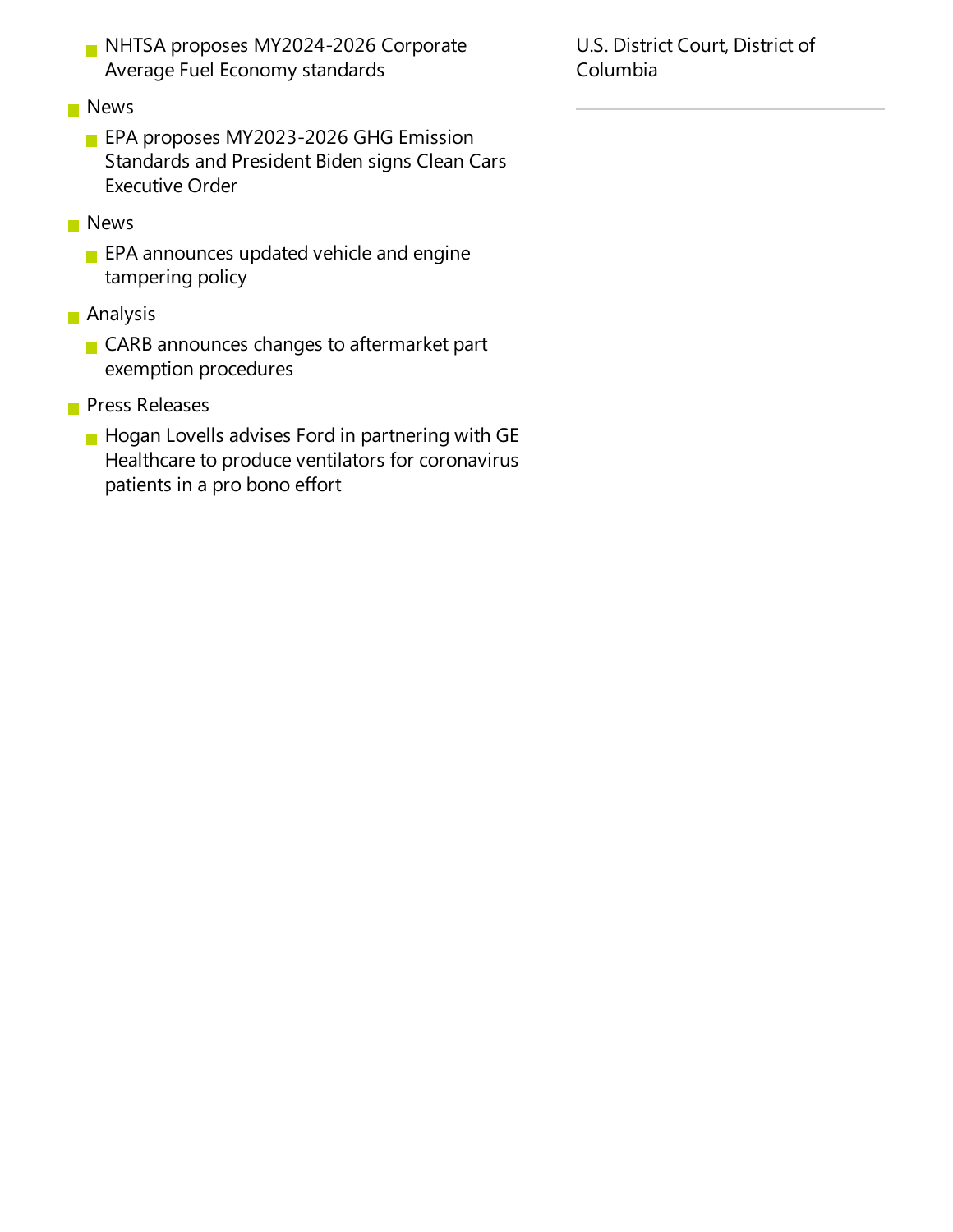- NHTSA proposes MY2024-2026 Corporate Average Fuel Economy standards

- News
  - EPA proposes MY2023-2026 GHG Emission Standards and President Biden signs Clean Cars Executive Order

- News
  - EPA announces updated vehicle and engine tampering policy

- Analysis
  - CARB announces changes to aftermarket part exemption procedures

- Press Releases
  - Hogan Lovells advises Ford in partnering with GE Healthcare to produce ventilators for coronavirus patients in a pro bono effort

U.S. District Court, District of Columbia

---